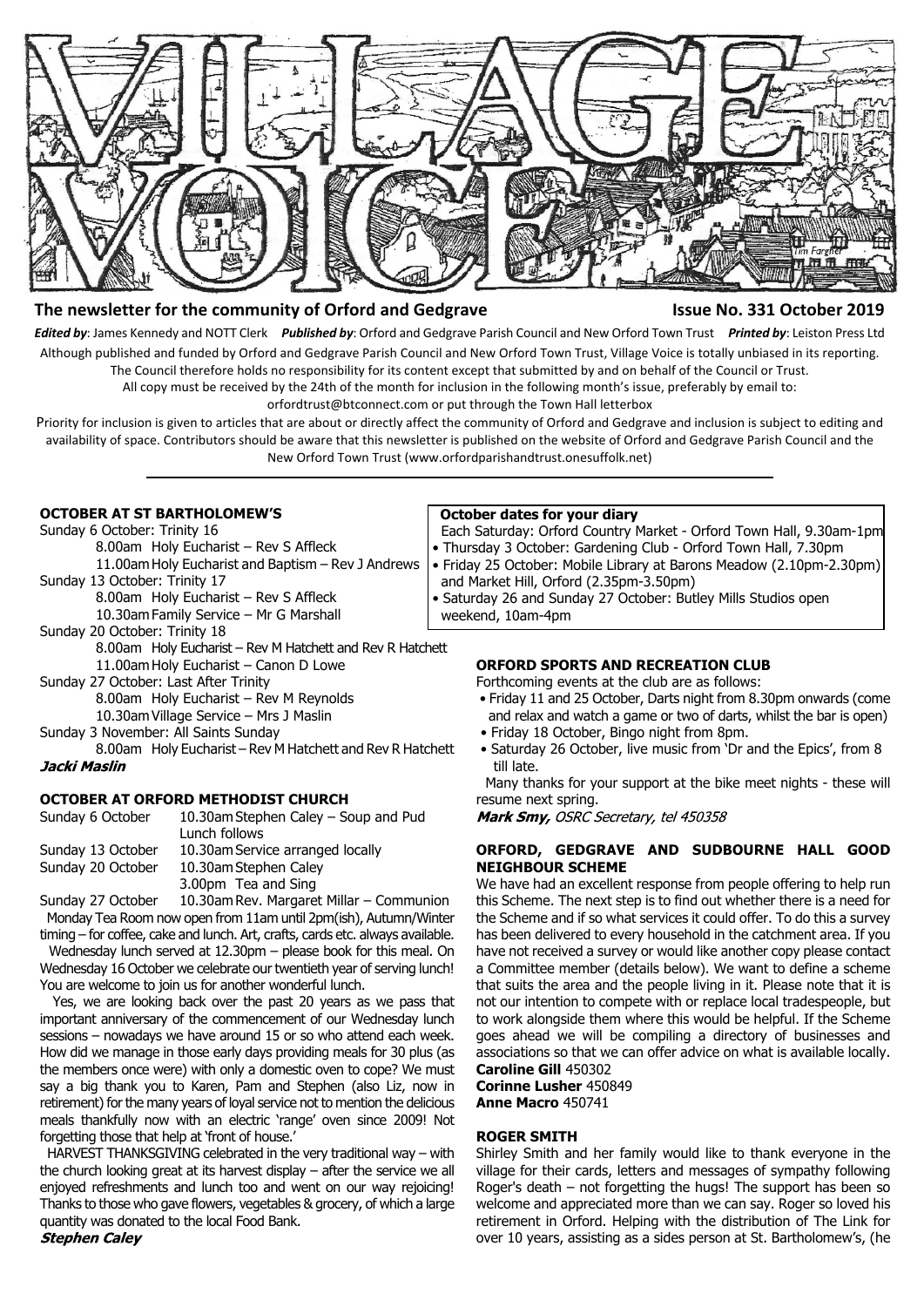# VILLAGE VOICE

**The newsletter for the community of Orford and Gedgrave** — **Issue No. 331 October 2019**

***Edited by***: James Kennedy and NOTT Clerk ***Published by***: Orford and Gedgrave Parish Council and New Orford Town Trust ***Printed by***: Leiston Press Ltd

Although published and funded by Orford and Gedgrave Parish Council and New Orford Town Trust, Village Voice is totally unbiased in its reporting. The Council therefore holds no responsibility for its content except that submitted by and on behalf of the Council or Trust.

All copy must be received by the 24th of the month for inclusion in the following month's issue, preferably by email to: orfordtrust@btconnect.com or put through the Town Hall letterbox

Priority for inclusion is given to articles that are about or directly affect the community of Orford and Gedgrave and inclusion is subject to editing and availability of space. Contributors should be aware that this newsletter is published on the website of Orford and Gedgrave Parish Council and the New Orford Town Trust (www.orfordparishandtrust.onesuffolk.net)

---

### OCTOBER AT ST BARTHOLOMEW'S

Sunday 6 October: Trinity 16
- 8.00am Holy Eucharist – Rev S Affleck
- 11.00am Holy Eucharist and Baptism – Rev J Andrews

Sunday 13 October: Trinity 17
- 8.00am Holy Eucharist – Rev S Affleck
- 10.30am Family Service – Mr G Marshall

Sunday 20 October: Trinity 18
- 8.00am Holy Eucharist – Rev M Hatchett and Rev R Hatchett
- 11.00am Holy Eucharist – Canon D Lowe

Sunday 27 October: Last After Trinity
- 8.00am Holy Eucharist – Rev M Reynolds
- 10.30am Village Service – Mrs J Maslin

Sunday 3 November: All Saints Sunday
- 8.00am Holy Eucharist – Rev M Hatchett and Rev R Hatchett

***Jacki Maslin***

### OCTOBER AT ORFORD METHODIST CHURCH

| | |
|---|---|
| Sunday 6 October | 10.30am Stephen Caley – Soup and Pud Lunch follows |
| Sunday 13 October | 10.30am Service arranged locally |
| Sunday 20 October | 10.30am Stephen Caley<br>3.00pm Tea and Sing |
| Sunday 27 October | 10.30am Rev. Margaret Millar – Communion |

Monday Tea Room now open from 11am until 2pm(ish), Autumn/Winter timing – for coffee, cake and lunch. Art, crafts, cards etc. always available.

Wednesday lunch served at 12.30pm – please book for this meal. On Wednesday 16 October we celebrate our twentieth year of serving lunch! You are welcome to join us for another wonderful lunch.

Yes, we are looking back over the past 20 years as we pass that important anniversary of the commencement of our Wednesday lunch sessions – nowadays we have around 15 or so who attend each week. How did we manage in those early days providing meals for 30 plus (as the members once were) with only a domestic oven to cope? We must say a big thank you to Karen, Pam and Stephen (also Liz, now in retirement) for the many years of loyal service not to mention the delicious meals thankfully now with an electric 'range' oven since 2009! Not forgetting those that help at 'front of house.'

HARVEST THANKSGIVING celebrated in the very traditional way – with the church looking great at its harvest display – after the service we all enjoyed refreshments and lunch too and went on our way rejoicing! Thanks to those who gave flowers, vegetables & grocery, of which a large quantity was donated to the local Food Bank.

***Stephen Caley***

### October dates for your diary

- Each Saturday: Orford Country Market - Orford Town Hall, 9.30am-1pm
- Thursday 3 October: Gardening Club - Orford Town Hall, 7.30pm
- Friday 25 October: Mobile Library at Barons Meadow (2.10pm-2.30pm) and Market Hill, Orford (2.35pm-3.50pm)
- Saturday 26 and Sunday 27 October: Butley Mills Studios open weekend, 10am-4pm

### ORFORD SPORTS AND RECREATION CLUB

Forthcoming events at the club are as follows:

- Friday 11 and 25 October, Darts night from 8.30pm onwards (come and relax and watch a game or two of darts, whilst the bar is open)
- Friday 18 October, Bingo night from 8pm.
- Saturday 26 October, live music from 'Dr and the Epics', from 8 till late.

Many thanks for your support at the bike meet nights - these will resume next spring.

***Mark Smy,*** *OSRC Secretary, tel 450358*

### ORFORD, GEDGRAVE AND SUDBOURNE HALL GOOD NEIGHBOUR SCHEME

We have had an excellent response from people offering to help run this Scheme. The next step is to find out whether there is a need for the Scheme and if so what services it could offer. To do this a survey has been delivered to every household in the catchment area. If you have not received a survey or would like another copy please contact a Committee member (details below). We want to define a scheme that suits the area and the people living in it. Please note that it is not our intention to compete with or replace local tradespeople, but to work alongside them where this would be helpful. If the Scheme goes ahead we will be compiling a directory of businesses and associations so that we can offer advice on what is available locally.

**Caroline Gill** 450302
**Corinne Lusher** 450849
**Anne Macro** 450741

### ROGER SMITH

Shirley Smith and her family would like to thank everyone in the village for their cards, letters and messages of sympathy following Roger's death – not forgetting the hugs! The support has been so welcome and appreciated more than we can say. Roger so loved his retirement in Orford. Helping with the distribution of The Link for over 10 years, assisting as a sides person at St. Bartholomew's, (he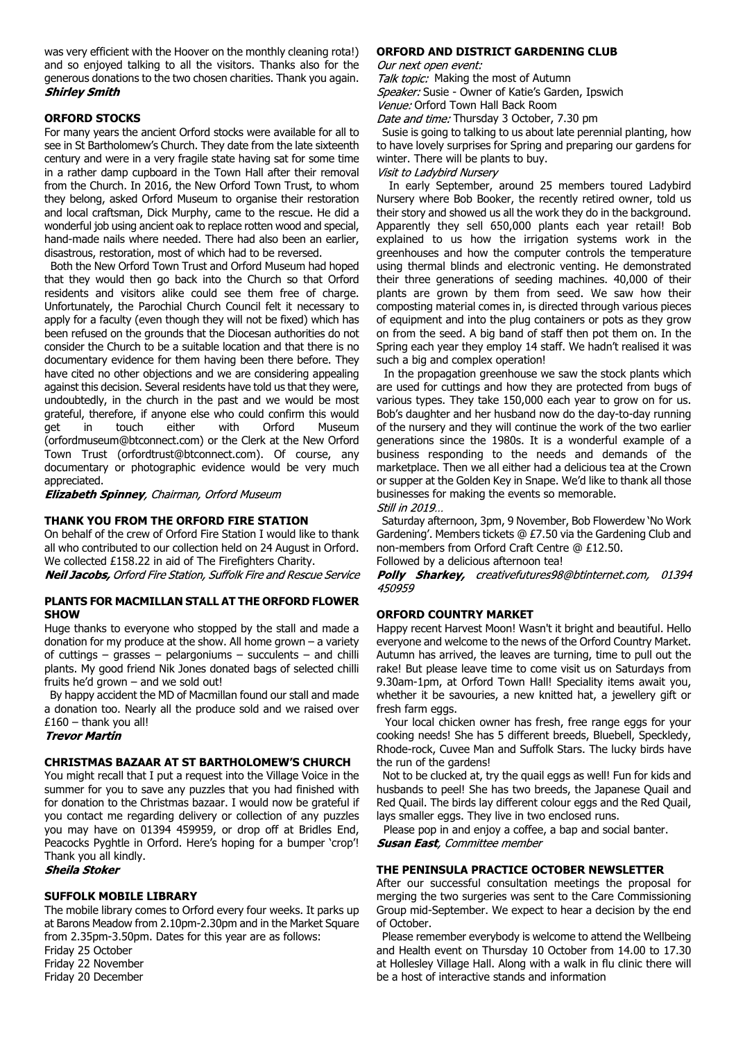was very efficient with the Hoover on the monthly cleaning rota!) and so enjoyed talking to all the visitors. Thanks also for the generous donations to the two chosen charities. Thank you again.
***Shirley Smith***

### ORFORD STOCKS

For many years the ancient Orford stocks were available for all to see in St Bartholomew's Church. They date from the late sixteenth century and were in a very fragile state having sat for some time in a rather damp cupboard in the Town Hall after their removal from the Church. In 2016, the New Orford Town Trust, to whom they belong, asked Orford Museum to organise their restoration and local craftsman, Dick Murphy, came to the rescue. He did a wonderful job using ancient oak to replace rotten wood and special, hand-made nails where needed. There had also been an earlier, disastrous, restoration, most of which had to be reversed.

Both the New Orford Town Trust and Orford Museum had hoped that they would then go back into the Church so that Orford residents and visitors alike could see them free of charge. Unfortunately, the Parochial Church Council felt it necessary to apply for a faculty (even though they will not be fixed) which has been refused on the grounds that the Diocesan authorities do not consider the Church to be a suitable location and that there is no documentary evidence for them having been there before. They have cited no other objections and we are considering appealing against this decision. Several residents have told us that they were, undoubtedly, in the church in the past and we would be most grateful, therefore, if anyone else who could confirm this would get in touch either with Orford Museum (orfordmuseum@btconnect.com) or the Clerk at the New Orford Town Trust (orfordtrust@btconnect.com). Of course, any documentary or photographic evidence would be very much appreciated.

***Elizabeth Spinney**, Chairman, Orford Museum*

### THANK YOU FROM THE ORFORD FIRE STATION

On behalf of the crew of Orford Fire Station I would like to thank all who contributed to our collection held on 24 August in Orford. We collected £158.22 in aid of The Firefighters Charity.

***Neil Jacobs,** Orford Fire Station, Suffolk Fire and Rescue Service*

### PLANTS FOR MACMILLAN STALL AT THE ORFORD FLOWER SHOW

Huge thanks to everyone who stopped by the stall and made a donation for my produce at the show. All home grown – a variety of cuttings – grasses – pelargoniums – succulents – and chilli plants. My good friend Nik Jones donated bags of selected chilli fruits he'd grown – and we sold out!

By happy accident the MD of Macmillan found our stall and made a donation too. Nearly all the produce sold and we raised over £160 – thank you all!

***Trevor Martin***

### CHRISTMAS BAZAAR AT ST BARTHOLOMEW'S CHURCH

You might recall that I put a request into the Village Voice in the summer for you to save any puzzles that you had finished with for donation to the Christmas bazaar. I would now be grateful if you contact me regarding delivery or collection of any puzzles you may have on 01394 459959, or drop off at Bridles End, Peacocks Pyghtle in Orford. Here's hoping for a bumper 'crop'! Thank you all kindly.

***Sheila Stoker***

### SUFFOLK MOBILE LIBRARY

The mobile library comes to Orford every four weeks. It parks up at Barons Meadow from 2.10pm-2.30pm and in the Market Square from 2.35pm-3.50pm. Dates for this year are as follows:

Friday 25 October
Friday 22 November
Friday 20 December

### ORFORD AND DISTRICT GARDENING CLUB

*Our next open event:*

*Talk topic:* Making the most of Autumn
*Speaker:* Susie - Owner of Katie's Garden, Ipswich
*Venue:* Orford Town Hall Back Room
*Date and time:* Thursday 3 October, 7.30 pm

Susie is going to talking to us about late perennial planting, how to have lovely surprises for Spring and preparing our gardens for winter. There will be plants to buy.

*Visit to Ladybird Nursery*

In early September, around 25 members toured Ladybird Nursery where Bob Booker, the recently retired owner, told us their story and showed us all the work they do in the background. Apparently they sell 650,000 plants each year retail! Bob explained to us how the irrigation systems work in the greenhouses and how the computer controls the temperature using thermal blinds and electronic venting. He demonstrated their three generations of seeding machines. 40,000 of their plants are grown by them from seed. We saw how their composting material comes in, is directed through various pieces of equipment and into the plug containers or pots as they grow on from the seed. A big band of staff then pot them on. In the Spring each year they employ 14 staff. We hadn't realised it was such a big and complex operation!

In the propagation greenhouse we saw the stock plants which are used for cuttings and how they are protected from bugs of various types. They take 150,000 each year to grow on for us. Bob's daughter and her husband now do the day-to-day running of the nursery and they will continue the work of the two earlier generations since the 1980s. It is a wonderful example of a business responding to the needs and demands of the marketplace. Then we all either had a delicious tea at the Crown or supper at the Golden Key in Snape. We'd like to thank all those businesses for making the events so memorable.

*Still in 2019…*

Saturday afternoon, 3pm, 9 November, Bob Flowerdew 'No Work Gardening'. Members tickets @ £7.50 via the Gardening Club and non-members from Orford Craft Centre @ £12.50.
Followed by a delicious afternoon tea!

***Polly Sharkey,** creativefutures98@btinternet.com, 01394 450959*

### ORFORD COUNTRY MARKET

Happy recent Harvest Moon! Wasn't it bright and beautiful. Hello everyone and welcome to the news of the Orford Country Market. Autumn has arrived, the leaves are turning, time to pull out the rake! But please leave time to come visit us on Saturdays from 9.30am-1pm, at Orford Town Hall! Speciality items await you, whether it be savouries, a new knitted hat, a jewellery gift or fresh farm eggs.

Your local chicken owner has fresh, free range eggs for your cooking needs! She has 5 different breeds, Bluebell, Speckledy, Rhode-rock, Cuvee Man and Suffolk Stars. The lucky birds have the run of the gardens!

Not to be clucked at, try the quail eggs as well! Fun for kids and husbands to peel! She has two breeds, the Japanese Quail and Red Quail. The birds lay different colour eggs and the Red Quail, lays smaller eggs. They live in two enclosed runs.

Please pop in and enjoy a coffee, a bap and social banter.

***Susan East**, Committee member*

### THE PENINSULA PRACTICE OCTOBER NEWSLETTER

After our successful consultation meetings the proposal for merging the two surgeries was sent to the Care Commissioning Group mid-September. We expect to hear a decision by the end of October.

Please remember everybody is welcome to attend the Wellbeing and Health event on Thursday 10 October from 14.00 to 17.30 at Hollesley Village Hall. Along with a walk in flu clinic there will be a host of interactive stands and information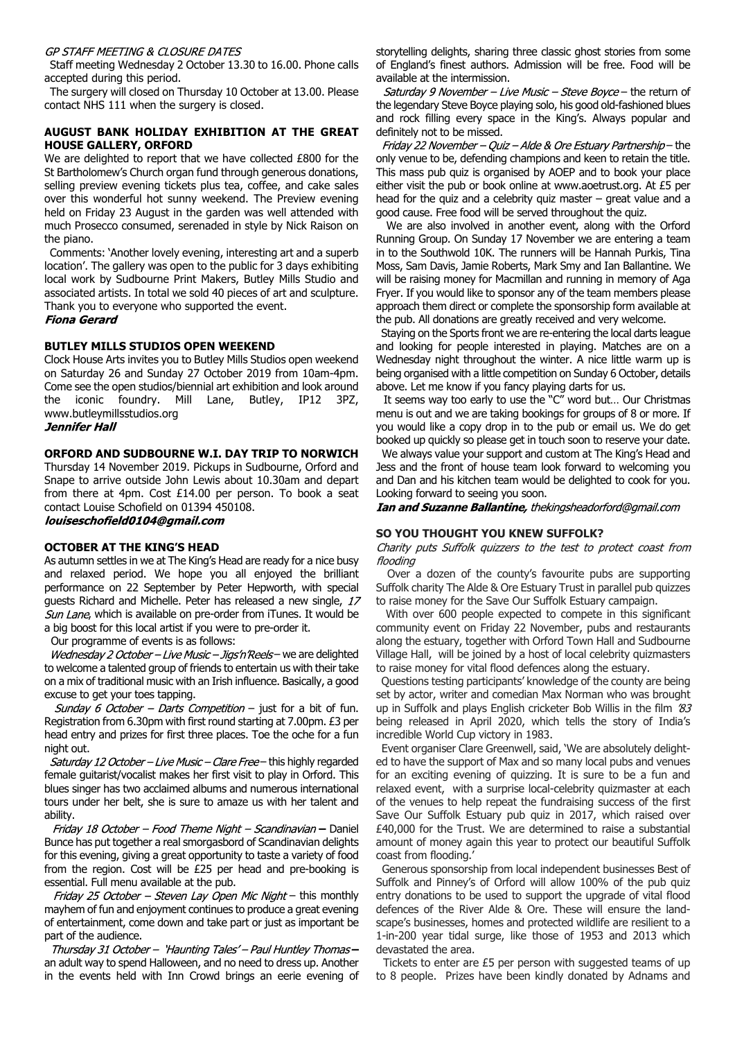*GP STAFF MEETING & CLOSURE DATES*

Staff meeting Wednesday 2 October 13.30 to 16.00. Phone calls accepted during this period.

The surgery will closed on Thursday 10 October at 13.00. Please contact NHS 111 when the surgery is closed.

### AUGUST BANK HOLIDAY EXHIBITION AT THE GREAT HOUSE GALLERY, ORFORD

We are delighted to report that we have collected £800 for the St Bartholomew's Church organ fund through generous donations, selling preview evening tickets plus tea, coffee, and cake sales over this wonderful hot sunny weekend. The Preview evening held on Friday 23 August in the garden was well attended with much Prosecco consumed, serenaded in style by Nick Raison on the piano.

Comments: 'Another lovely evening, interesting art and a superb location'. The gallery was open to the public for 3 days exhibiting local work by Sudbourne Print Makers, Butley Mills Studio and associated artists. In total we sold 40 pieces of art and sculpture. Thank you to everyone who supported the event.

***Fiona Gerard***

### BUTLEY MILLS STUDIOS OPEN WEEKEND

Clock House Arts invites you to Butley Mills Studios open weekend on Saturday 26 and Sunday 27 October 2019 from 10am-4pm. Come see the open studios/biennial art exhibition and look around the iconic foundry. Mill Lane, Butley, IP12 3PZ, www.butleymillsstudios.org

***Jennifer Hall***

### ORFORD AND SUDBOURNE W.I. DAY TRIP TO NORWICH

Thursday 14 November 2019. Pickups in Sudbourne, Orford and Snape to arrive outside John Lewis about 10.30am and depart from there at 4pm. Cost £14.00 per person. To book a seat contact Louise Schofield on 01394 450108.

***louiseschofield0104@gmail.com***

### OCTOBER AT THE KING'S HEAD

As autumn settles in we at The King's Head are ready for a nice busy and relaxed period. We hope you all enjoyed the brilliant performance on 22 September by Peter Hepworth, with special guests Richard and Michelle. Peter has released a new single, *17 Sun Lane*, which is available on pre-order from iTunes. It would be a big boost for this local artist if you were to pre-order it.

Our programme of events is as follows:

*Wednesday 2 October – Live Music – Jigs'n'Reels* – we are delighted to welcome a talented group of friends to entertain us with their take on a mix of traditional music with an Irish influence. Basically, a good excuse to get your toes tapping.

*Sunday 6 October – Darts Competition* – just for a bit of fun. Registration from 6.30pm with first round starting at 7.00pm. £3 per head entry and prizes for first three places. Toe the oche for a fun night out.

*Saturday 12 October – Live Music – Clare Free* – this highly regarded female guitarist/vocalist makes her first visit to play in Orford. This blues singer has two acclaimed albums and numerous international tours under her belt, she is sure to amaze us with her talent and ability.

*Friday 18 October – Food Theme Night – Scandinavian* **–** Daniel Bunce has put together a real smorgasbord of Scandinavian delights for this evening, giving a great opportunity to taste a variety of food from the region. Cost will be £25 per head and pre-booking is essential. Full menu available at the pub.

*Friday 25 October – Steven Lay Open Mic Night* – this monthly mayhem of fun and enjoyment continues to produce a great evening of entertainment, come down and take part or just as important be part of the audience.

*Thursday 31 October – 'Haunting Tales' – Paul Huntley Thomas* **–** an adult way to spend Halloween, and no need to dress up. Another in the events held with Inn Crowd brings an eerie evening of storytelling delights, sharing three classic ghost stories from some of England's finest authors. Admission will be free. Food will be available at the intermission.

*Saturday 9 November – Live Music – Steve Boyce* – the return of the legendary Steve Boyce playing solo, his good old-fashioned blues and rock filling every space in the King's. Always popular and definitely not to be missed.

*Friday 22 November – Quiz – Alde & Ore Estuary Partnership* – the only venue to be, defending champions and keen to retain the title. This mass pub quiz is organised by AOEP and to book your place either visit the pub or book online at www.aoetrust.org. At £5 per head for the quiz and a celebrity quiz master – great value and a good cause. Free food will be served throughout the quiz.

We are also involved in another event, along with the Orford Running Group. On Sunday 17 November we are entering a team in to the Southwold 10K. The runners will be Hannah Purkis, Tina Moss, Sam Davis, Jamie Roberts, Mark Smy and Ian Ballantine. We will be raising money for Macmillan and running in memory of Aga Fryer. If you would like to sponsor any of the team members please approach them direct or complete the sponsorship form available at the pub. All donations are greatly received and very welcome.

Staying on the Sports front we are re-entering the local darts league and looking for people interested in playing. Matches are on a Wednesday night throughout the winter. A nice little warm up is being organised with a little competition on Sunday 6 October, details above. Let me know if you fancy playing darts for us.

It seems way too early to use the "C" word but… Our Christmas menu is out and we are taking bookings for groups of 8 or more. If you would like a copy drop in to the pub or email us. We do get booked up quickly so please get in touch soon to reserve your date.

We always value your support and custom at The King's Head and Jess and the front of house team look forward to welcoming you and Dan and his kitchen team would be delighted to cook for you. Looking forward to seeing you soon.

***Ian and Suzanne Ballantine,*** *thekingsheadorford@gmail.com*

### SO YOU THOUGHT YOU KNEW SUFFOLK?

*Charity puts Suffolk quizzers to the test to protect coast from flooding*

Over a dozen of the county's favourite pubs are supporting Suffolk charity The Alde & Ore Estuary Trust in parallel pub quizzes to raise money for the Save Our Suffolk Estuary campaign.

With over 600 people expected to compete in this significant community event on Friday 22 November, pubs and restaurants along the estuary, together with Orford Town Hall and Sudbourne Village Hall, will be joined by a host of local celebrity quizmasters to raise money for vital flood defences along the estuary.

Questions testing participants' knowledge of the county are being set by actor, writer and comedian Max Norman who was brought up in Suffolk and plays English cricketer Bob Willis in the film *'83* being released in April 2020, which tells the story of India's incredible World Cup victory in 1983.

Event organiser Clare Greenwell, said, 'We are absolutely delighted to have the support of Max and so many local pubs and venues for an exciting evening of quizzing. It is sure to be a fun and relaxed event, with a surprise local-celebrity quizmaster at each of the venues to help repeat the fundraising success of the first Save Our Suffolk Estuary pub quiz in 2017, which raised over £40,000 for the Trust. We are determined to raise a substantial amount of money again this year to protect our beautiful Suffolk coast from flooding.'

Generous sponsorship from local independent businesses Best of Suffolk and Pinney's of Orford will allow 100% of the pub quiz entry donations to be used to support the upgrade of vital flood defences of the River Alde & Ore. These will ensure the landscape's businesses, homes and protected wildlife are resilient to a 1-in-200 year tidal surge, like those of 1953 and 2013 which devastated the area.

Tickets to enter are £5 per person with suggested teams of up to 8 people. Prizes have been kindly donated by Adnams and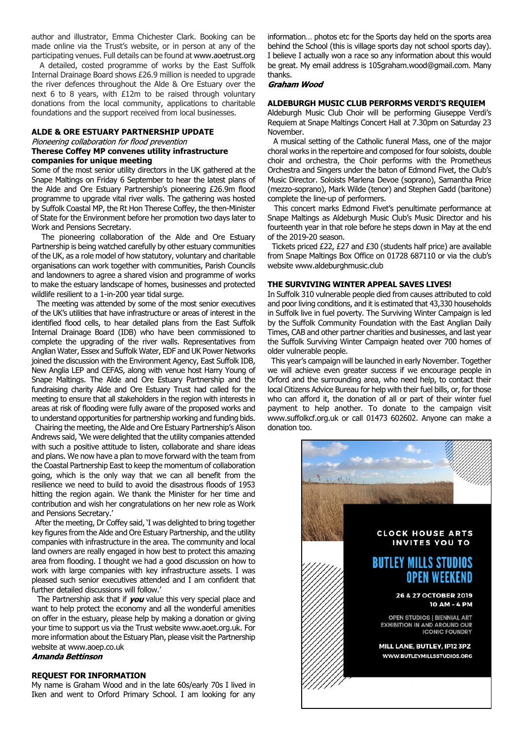author and illustrator, Emma Chichester Clark. Booking can be made online via the Trust's website, or in person at any of the participating venues. Full details can be found at www.aoetrust.org

A detailed, costed programme of works by the East Suffolk Internal Drainage Board shows £26.9 million is needed to upgrade the river defences throughout the Alde & Ore Estuary over the next 6 to 8 years, with £12m to be raised through voluntary donations from the local community, applications to charitable foundations and the support received from local businesses.

## ALDE & ORE ESTUARY PARTNERSHIP UPDATE

*Pioneering collaboration for flood prevention*

**Therese Coffey MP convenes utility infrastructure companies for unique meeting**

Some of the most senior utility directors in the UK gathered at the Snape Maltings on Friday 6 September to hear the latest plans of the Alde and Ore Estuary Partnership's pioneering £26.9m flood programme to upgrade vital river walls. The gathering was hosted by Suffolk Coastal MP, the Rt Hon Therese Coffey, the then-Minister of State for the Environment before her promotion two days later to Work and Pensions Secretary.

The pioneering collaboration of the Alde and Ore Estuary Partnership is being watched carefully by other estuary communities of the UK, as a role model of how statutory, voluntary and charitable organisations can work together with communities, Parish Councils and landowners to agree a shared vision and programme of works to make the estuary landscape of homes, businesses and protected wildlife resilient to a 1-in-200 year tidal surge.

The meeting was attended by some of the most senior executives of the UK's utilities that have infrastructure or areas of interest in the identified flood cells, to hear detailed plans from the East Suffolk Internal Drainage Board (IDB) who have been commissioned to complete the upgrading of the river walls. Representatives from Anglian Water, Essex and Suffolk Water, EDF and UK Power Networks joined the discussion with the Environment Agency, East Suffolk IDB, New Anglia LEP and CEFAS, along with venue host Harry Young of Snape Maltings. The Alde and Ore Estuary Partnership and the fundraising charity Alde and Ore Estuary Trust had called for the meeting to ensure that all stakeholders in the region with interests in areas at risk of flooding were fully aware of the proposed works and to understand opportunities for partnership working and funding bids.

Chairing the meeting, the Alde and Ore Estuary Partnership's Alison Andrews said, 'We were delighted that the utility companies attended with such a positive attitude to listen, collaborate and share ideas and plans. We now have a plan to move forward with the team from the Coastal Partnership East to keep the momentum of collaboration going, which is the only way that we can all benefit from the resilience we need to build to avoid the disastrous floods of 1953 hitting the region again. We thank the Minister for her time and contribution and wish her congratulations on her new role as Work and Pensions Secretary.'

After the meeting, Dr Coffey said, 'I was delighted to bring together key figures from the Alde and Ore Estuary Partnership, and the utility companies with infrastructure in the area. The community and local land owners are really engaged in how best to protect this amazing area from flooding. I thought we had a good discussion on how to work with large companies with key infrastructure assets. I was pleased such senior executives attended and I am confident that further detailed discussions will follow.'

The Partnership ask that if ***you*** value this very special place and want to help protect the economy and all the wonderful amenities on offer in the estuary, please help by making a donation or giving your time to support us via the Trust website www.aoet.org.uk. For more information about the Estuary Plan, please visit the Partnership website at www.aoep.co.uk

***Amanda Bettinson***

## REQUEST FOR INFORMATION

My name is Graham Wood and in the late 60s/early 70s I lived in Iken and went to Orford Primary School. I am looking for any information… photos etc for the Sports day held on the sports area behind the School (this is village sports day not school sports day). I believe I actually won a race so any information about this would be great. My email address is 105graham.wood@gmail.com. Many thanks.

***Graham Wood***

## ALDEBURGH MUSIC CLUB PERFORMS VERDI'S REQUIEM

Aldeburgh Music Club Choir will be performing Giuseppe Verdi's Requiem at Snape Maltings Concert Hall at 7.30pm on Saturday 23 November.

A musical setting of the Catholic funeral Mass, one of the major choral works in the repertoire and composed for four soloists, double choir and orchestra, the Choir performs with the Prometheus Orchestra and Singers under the baton of Edmond Fivet, the Club's Music Director. Soloists Marlena Devoe (soprano), Samantha Price (mezzo-soprano), Mark Wilde (tenor) and Stephen Gadd (baritone) complete the line-up of performers.

This concert marks Edmond Fivet's penultimate performance at Snape Maltings as Aldeburgh Music Club's Music Director and his fourteenth year in that role before he steps down in May at the end of the 2019-20 season.

Tickets priced £22, £27 and £30 (students half price) are available from Snape Maltings Box Office on 01728 687110 or via the club's website www.aldeburghmusic.club

## THE SURVIVING WINTER APPEAL SAVES LIVES!

In Suffolk 310 vulnerable people died from causes attributed to cold and poor living conditions, and it is estimated that 43,330 households in Suffolk live in fuel poverty. The Surviving Winter Campaign is led by the Suffolk Community Foundation with the East Anglian Daily Times, CAB and other partner charities and businesses, and last year the Suffolk Surviving Winter Campaign heated over 700 homes of older vulnerable people.

This year's campaign will be launched in early November. Together we will achieve even greater success if we encourage people in Orford and the surrounding area, who need help, to contact their local Citizens Advice Bureau for help with their fuel bills, or, for those who can afford it, the donation of all or part of their winter fuel payment to help another. To donate to the campaign visit www.suffolkcf.org.uk or call 01473 602602. Anyone can make a donation too.

CLOCK HOUSE ARTS INVITES YOU TO

**BUTLEY MILLS STUDIOS OPEN WEEKEND**

**26 & 27 OCTOBER 2019**
**10 AM - 4 PM**

OPEN STUDIOS | BIENNIAL ART EXHIBITION IN AND AROUND OUR ICONIC FOUNDRY

**MILL LANE, BUTLEY, IP12 3PZ**
**WWW.BUTLEYMILLSSTUDIOS.ORG**